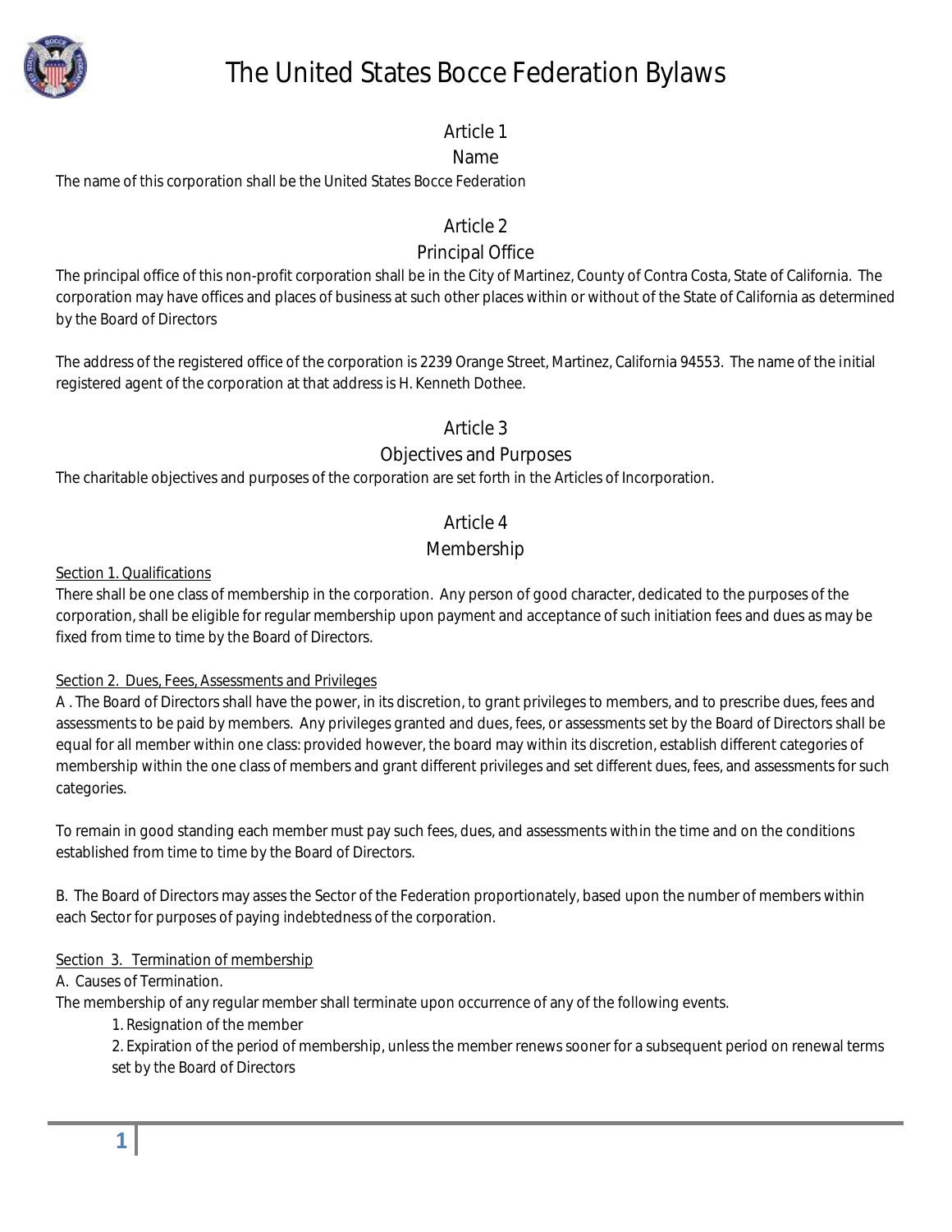# The United States Bocce Federation Bylaws

## Article 1
## Name

The name of this corporation shall be the United States Bocce Federation

## Article 2
## Principal Office

The principal office of this non-profit corporation shall be in the City of Martinez, County of Contra Costa, State of California. The corporation may have offices and places of business at such other places within or without of the State of California as determined by the Board of Directors

The address of the registered office of the corporation is 2239 Orange Street, Martinez, California 94553. The name of the initial registered agent of the corporation at that address is H. Kenneth Dothee.

## Article 3
## Objectives and Purposes

The charitable objectives and purposes of the corporation are set forth in the Articles of Incorporation.

## Article 4
## Membership

Section 1. Qualifications

There shall be one class of membership in the corporation. Any person of good character, dedicated to the purposes of the corporation, shall be eligible for regular membership upon payment and acceptance of such initiation fees and dues as may be fixed from time to time by the Board of Directors.

Section 2. Dues, Fees, Assessments and Privileges

A . The Board of Directors shall have the power, in its discretion, to grant privileges to members, and to prescribe dues, fees and assessments to be paid by members. Any privileges granted and dues, fees, or assessments set by the Board of Directors shall be equal for all member within one class: provided however, the board may within its discretion, establish different categories of membership within the one class of members and grant different privileges and set different dues, fees, and assessments for such categories.

To remain in good standing each member must pay such fees, dues, and assessments within the time and on the conditions established from time to time by the Board of Directors.

B. The Board of Directors may asses the Sector of the Federation proportionately, based upon the number of members within each Sector for purposes of paying indebtedness of the corporation.

Section 3. Termination of membership

A. Causes of Termination.

The membership of any regular member shall terminate upon occurrence of any of the following events.

1. Resignation of the member
2. Expiration of the period of membership, unless the member renews sooner for a subsequent period on renewal terms set by the Board of Directors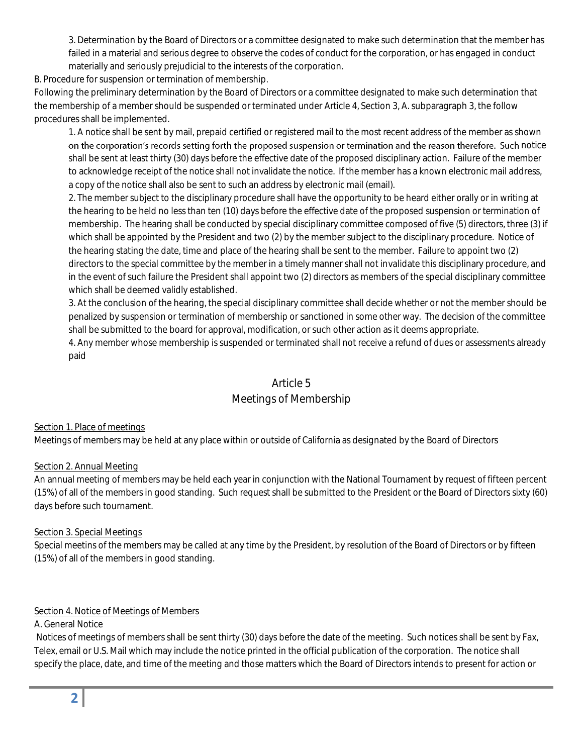3. Determination by the Board of Directors or a committee designated to make such determination that the member has failed in a material and serious degree to observe the codes of conduct for the corporation, or has engaged in conduct materially and seriously prejudicial to the interests of the corporation.

B. Procedure for suspension or termination of membership.

Following the preliminary determination by the Board of Directors or a committee designated to make such determination that the membership of a member should be suspended or terminated under Article 4, Section 3, A. subparagraph 3, the follow procedures shall be implemented.

1. A notice shall be sent by mail, prepaid certified or registered mail to the most recent address of the member as shown on the corporation's records setting forth the proposed suspension or termination and the reason therefore. Such notice shall be sent at least thirty (30) days before the effective date of the proposed disciplinary action. Failure of the member to acknowledge receipt of the notice shall not invalidate the notice. If the member has a known electronic mail address, a copy of the notice shall also be sent to such an address by electronic mail (email).

2. The member subject to the disciplinary procedure shall have the opportunity to be heard either orally or in writing at the hearing to be held no less than ten (10) days before the effective date of the proposed suspension or termination of membership. The hearing shall be conducted by special disciplinary committee composed of five (5) directors, three (3) if which shall be appointed by the President and two (2) by the member subject to the disciplinary procedure. Notice of the hearing stating the date, time and place of the hearing shall be sent to the member. Failure to appoint two (2) directors to the special committee by the member in a timely manner shall not invalidate this disciplinary procedure, and in the event of such failure the President shall appoint two (2) directors as members of the special disciplinary committee which shall be deemed validly established.

3. At the conclusion of the hearing, the special disciplinary committee shall decide whether or not the member should be penalized by suspension or termination of membership or sanctioned in some other way. The decision of the committee shall be submitted to the board for approval, modification, or such other action as it deems appropriate.

4. Any member whose membership is suspended or terminated shall not receive a refund of dues or assessments already paid

## Article 5
## Meetings of Membership

Section 1. Place of meetings

Meetings of members may be held at any place within or outside of California as designated by the Board of Directors

Section 2. Annual Meeting

An annual meeting of members may be held each year in conjunction with the National Tournament by request of fifteen percent (15%) of all of the members in good standing. Such request shall be submitted to the President or the Board of Directors sixty (60) days before such tournament.

Section 3. Special Meetings

Special meetins of the members may be called at any time by the President, by resolution of the Board of Directors or by fifteen (15%) of all of the members in good standing.

Section 4. Notice of Meetings of Members

A. General Notice

Notices of meetings of members shall be sent thirty (30) days before the date of the meeting. Such notices shall be sent by Fax, Telex, email or U.S. Mail which may include the notice printed in the official publication of the corporation. The notice shall specify the place, date, and time of the meeting and those matters which the Board of Directors intends to present for action or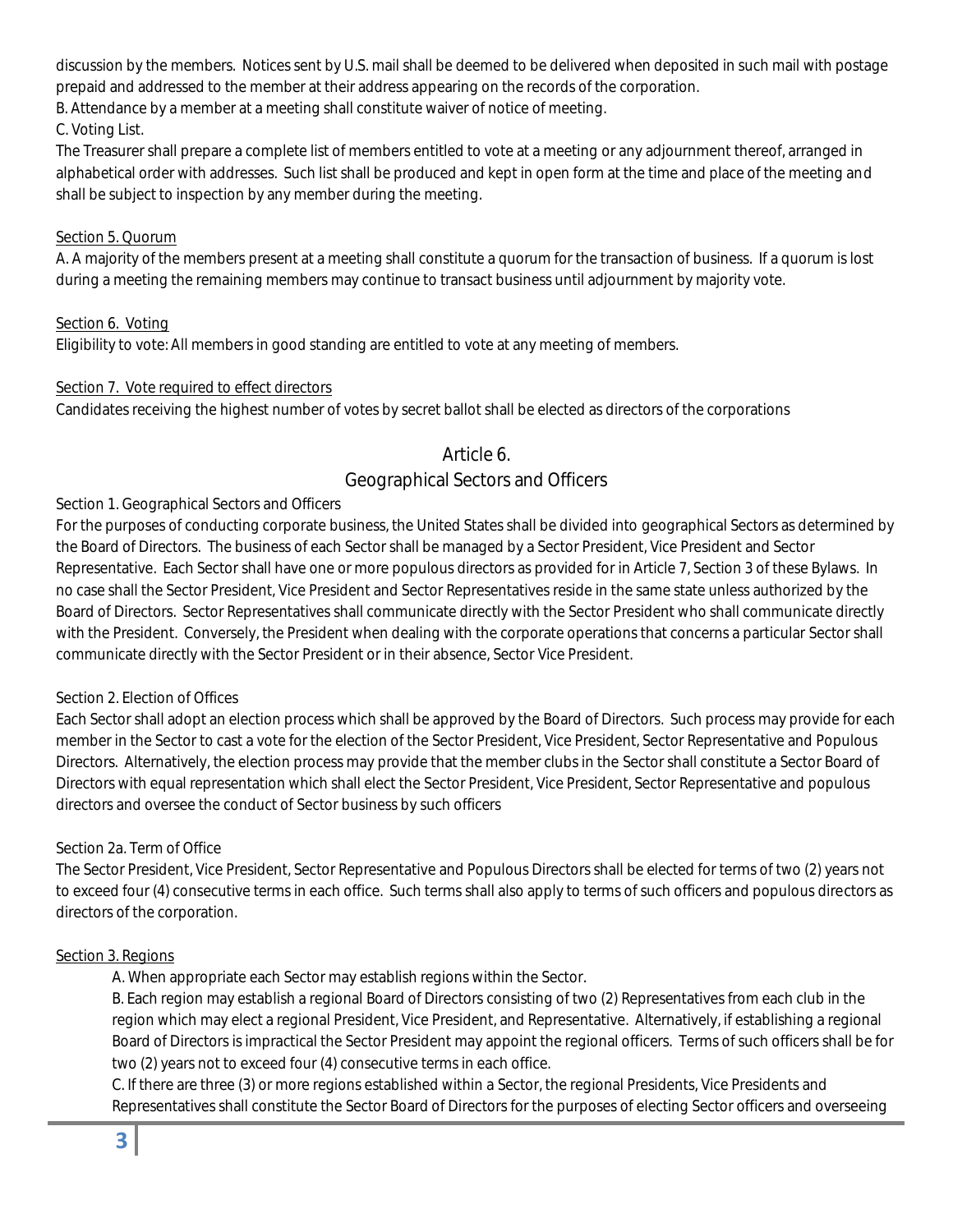discussion by the members. Notices sent by U.S. mail shall be deemed to be delivered when deposited in such mail with postage prepaid and addressed to the member at their address appearing on the records of the corporation.

B. Attendance by a member at a meeting shall constitute waiver of notice of meeting.

C. Voting List.

The Treasurer shall prepare a complete list of members entitled to vote at a meeting or any adjournment thereof, arranged in alphabetical order with addresses. Such list shall be produced and kept in open form at the time and place of the meeting and shall be subject to inspection by any member during the meeting.

Section 5. Quorum

A. A majority of the members present at a meeting shall constitute a quorum for the transaction of business. If a quorum is lost during a meeting the remaining members may continue to transact business until adjournment by majority vote.

Section 6. Voting

Eligibility to vote: All members in good standing are entitled to vote at any meeting of members.

Section 7. Vote required to effect directors

Candidates receiving the highest number of votes by secret ballot shall be elected as directors of the corporations

## Article 6.
## Geographical Sectors and Officers

Section 1. Geographical Sectors and Officers

For the purposes of conducting corporate business, the United States shall be divided into geographical Sectors as determined by the Board of Directors. The business of each Sector shall be managed by a Sector President, Vice President and Sector Representative. Each Sector shall have one or more populous directors as provided for in Article 7, Section 3 of these Bylaws. In no case shall the Sector President, Vice President and Sector Representatives reside in the same state unless authorized by the Board of Directors. Sector Representatives shall communicate directly with the Sector President who shall communicate directly with the President. Conversely, the President when dealing with the corporate operations that concerns a particular Sector shall communicate directly with the Sector President or in their absence, Sector Vice President.

Section 2. Election of Offices

Each Sector shall adopt an election process which shall be approved by the Board of Directors. Such process may provide for each member in the Sector to cast a vote for the election of the Sector President, Vice President, Sector Representative and Populous Directors. Alternatively, the election process may provide that the member clubs in the Sector shall constitute a Sector Board of Directors with equal representation which shall elect the Sector President, Vice President, Sector Representative and populous directors and oversee the conduct of Sector business by such officers

Section 2a. Term of Office

The Sector President, Vice President, Sector Representative and Populous Directors shall be elected for terms of two (2) years not to exceed four (4) consecutive terms in each office. Such terms shall also apply to terms of such officers and populous directors as directors of the corporation.

Section 3. Regions

A. When appropriate each Sector may establish regions within the Sector.

B. Each region may establish a regional Board of Directors consisting of two (2) Representatives from each club in the region which may elect a regional President, Vice President, and Representative. Alternatively, if establishing a regional Board of Directors is impractical the Sector President may appoint the regional officers. Terms of such officers shall be for two (2) years not to exceed four (4) consecutive terms in each office.

C. If there are three (3) or more regions established within a Sector, the regional Presidents, Vice Presidents and Representatives shall constitute the Sector Board of Directors for the purposes of electing Sector officers and overseeing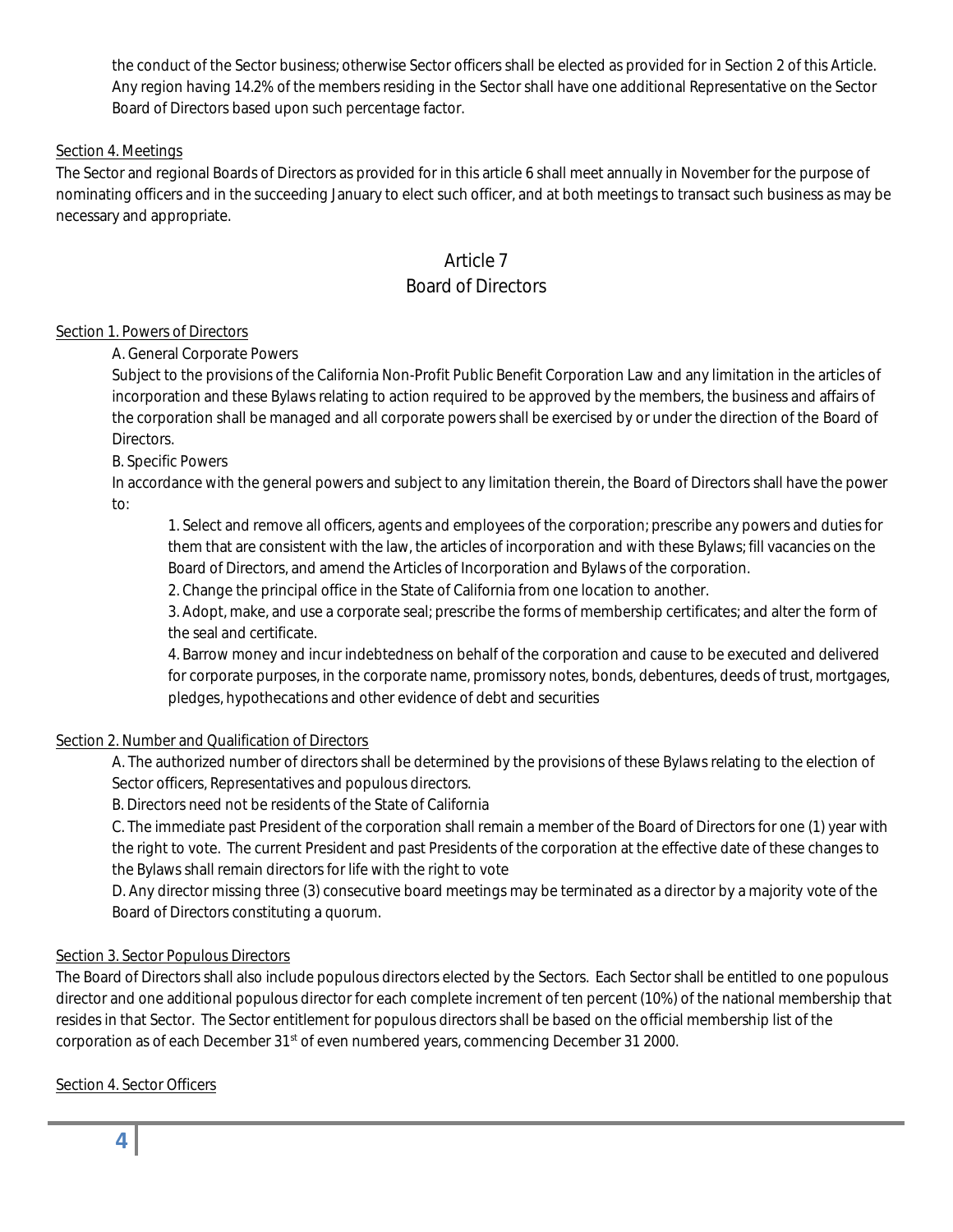the conduct of the Sector business; otherwise Sector officers shall be elected as provided for in Section 2 of this Article. Any region having 14.2% of the members residing in the Sector shall have one additional Representative on the Sector Board of Directors based upon such percentage factor.

Section 4. Meetings

The Sector and regional Boards of Directors as provided for in this article 6 shall meet annually in November for the purpose of nominating officers and in the succeeding January to elect such officer, and at both meetings to transact such business as may be necessary and appropriate.

## Article 7
## Board of Directors

Section 1. Powers of Directors

A. General Corporate Powers

Subject to the provisions of the California Non-Profit Public Benefit Corporation Law and any limitation in the articles of incorporation and these Bylaws relating to action required to be approved by the members, the business and affairs of the corporation shall be managed and all corporate powers shall be exercised by or under the direction of the Board of Directors.

B. Specific Powers

In accordance with the general powers and subject to any limitation therein, the Board of Directors shall have the power to:

1. Select and remove all officers, agents and employees of the corporation; prescribe any powers and duties for them that are consistent with the law, the articles of incorporation and with these Bylaws; fill vacancies on the Board of Directors, and amend the Articles of Incorporation and Bylaws of the corporation.
2. Change the principal office in the State of California from one location to another.
3. Adopt, make, and use a corporate seal; prescribe the forms of membership certificates; and alter the form of the seal and certificate.
4. Barrow money and incur indebtedness on behalf of the corporation and cause to be executed and delivered for corporate purposes, in the corporate name, promissory notes, bonds, debentures, deeds of trust, mortgages, pledges, hypothecations and other evidence of debt and securities

Section 2. Number and Qualification of Directors

A. The authorized number of directors shall be determined by the provisions of these Bylaws relating to the election of Sector officers, Representatives and populous directors.

B. Directors need not be residents of the State of California

C. The immediate past President of the corporation shall remain a member of the Board of Directors for one (1) year with the right to vote. The current President and past Presidents of the corporation at the effective date of these changes to the Bylaws shall remain directors for life with the right to vote

D. Any director missing three (3) consecutive board meetings may be terminated as a director by a majority vote of the Board of Directors constituting a quorum.

Section 3. Sector Populous Directors

The Board of Directors shall also include populous directors elected by the Sectors. Each Sector shall be entitled to one populous director and one additional populous director for each complete increment of ten percent (10%) of the national membership that resides in that Sector. The Sector entitlement for populous directors shall be based on the official membership list of the corporation as of each December 31st of even numbered years, commencing December 31 2000.

Section 4. Sector Officers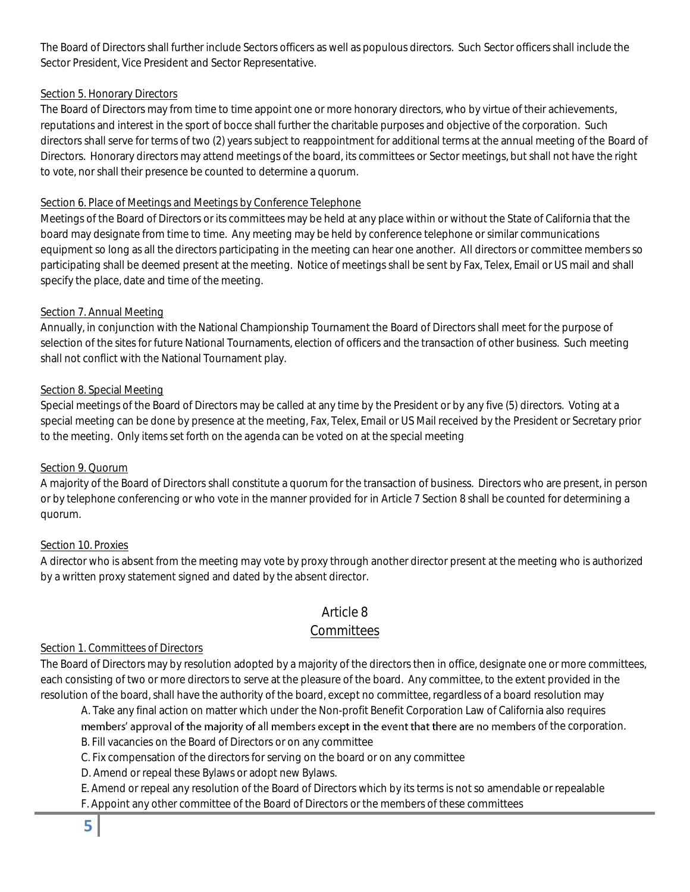The Board of Directors shall further include Sectors officers as well as populous directors. Such Sector officers shall include the Sector President, Vice President and Sector Representative.

Section 5. Honorary Directors

The Board of Directors may from time to time appoint one or more honorary directors, who by virtue of their achievements, reputations and interest in the sport of bocce shall further the charitable purposes and objective of the corporation. Such directors shall serve for terms of two (2) years subject to reappointment for additional terms at the annual meeting of the Board of Directors. Honorary directors may attend meetings of the board, its committees or Sector meetings, but shall not have the right to vote, nor shall their presence be counted to determine a quorum.

Section 6. Place of Meetings and Meetings by Conference Telephone

Meetings of the Board of Directors or its committees may be held at any place within or without the State of California that the board may designate from time to time. Any meeting may be held by conference telephone or similar communications equipment so long as all the directors participating in the meeting can hear one another. All directors or committee members so participating shall be deemed present at the meeting. Notice of meetings shall be sent by Fax, Telex, Email or US mail and shall specify the place, date and time of the meeting.

Section 7. Annual Meeting

Annually, in conjunction with the National Championship Tournament the Board of Directors shall meet for the purpose of selection of the sites for future National Tournaments, election of officers and the transaction of other business. Such meeting shall not conflict with the National Tournament play.

Section 8. Special Meeting

Special meetings of the Board of Directors may be called at any time by the President or by any five (5) directors. Voting at a special meeting can be done by presence at the meeting, Fax, Telex, Email or US Mail received by the President or Secretary prior to the meeting. Only items set forth on the agenda can be voted on at the special meeting

Section 9. Quorum

A majority of the Board of Directors shall constitute a quorum for the transaction of business. Directors who are present, in person or by telephone conferencing or who vote in the manner provided for in Article 7 Section 8 shall be counted for determining a quorum.

Section 10. Proxies

A director who is absent from the meeting may vote by proxy through another director present at the meeting who is authorized by a written proxy statement signed and dated by the absent director.

## Article 8
## Committees

Section 1. Committees of Directors

The Board of Directors may by resolution adopted by a majority of the directors then in office, designate one or more committees, each consisting of two or more directors to serve at the pleasure of the board. Any committee, to the extent provided in the resolution of the board, shall have the authority of the board, except no committee, regardless of a board resolution may

A. Take any final action on matter which under the Non-profit Benefit Corporation Law of California also requires members' approval of the majority of all members except in the event that there are no members of the corporation.
B. Fill vacancies on the Board of Directors or on any committee
C. Fix compensation of the directors for serving on the board or on any committee
D. Amend or repeal these Bylaws or adopt new Bylaws.
E. Amend or repeal any resolution of the Board of Directors which by its terms is not so amendable or repealable
F. Appoint any other committee of the Board of Directors or the members of these committees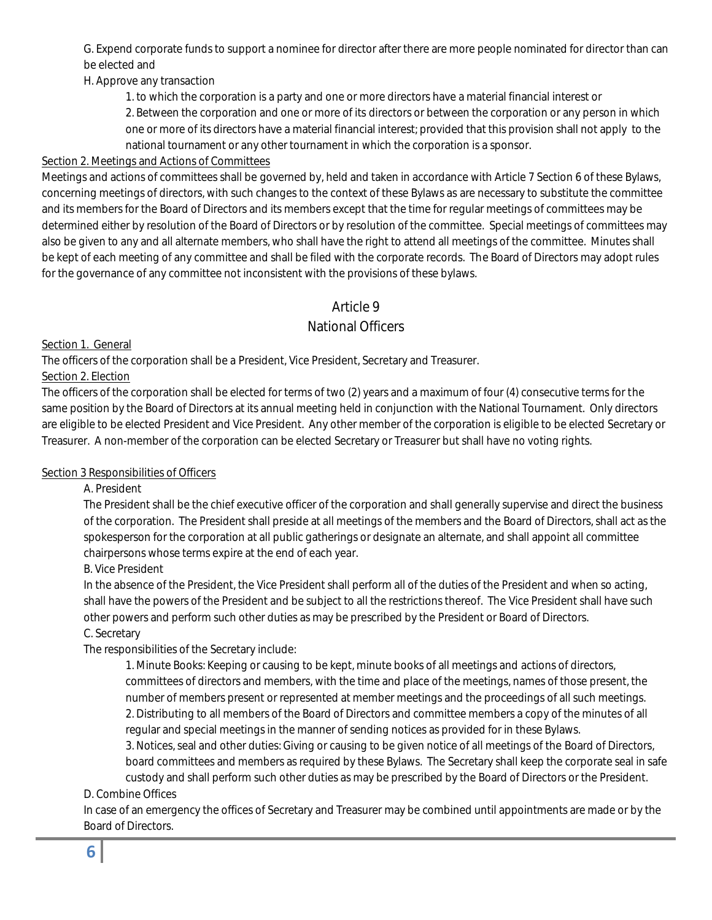G. Expend corporate funds to support a nominee for director after there are more people nominated for director than can be elected and

H. Approve any transaction

1. to which the corporation is a party and one or more directors have a material financial interest or
2. Between the corporation and one or more of its directors or between the corporation or any person in which one or more of its directors have a material financial interest; provided that this provision shall not apply to the national tournament or any other tournament in which the corporation is a sponsor.

Section 2. Meetings and Actions of Committees

Meetings and actions of committees shall be governed by, held and taken in accordance with Article 7 Section 6 of these Bylaws, concerning meetings of directors, with such changes to the context of these Bylaws as are necessary to substitute the committee and its members for the Board of Directors and its members except that the time for regular meetings of committees may be determined either by resolution of the Board of Directors or by resolution of the committee. Special meetings of committees may also be given to any and all alternate members, who shall have the right to attend all meetings of the committee. Minutes shall be kept of each meeting of any committee and shall be filed with the corporate records. The Board of Directors may adopt rules for the governance of any committee not inconsistent with the provisions of these bylaws.

## Article 9
## National Officers

Section 1. General

The officers of the corporation shall be a President, Vice President, Secretary and Treasurer.

Section 2. Election

The officers of the corporation shall be elected for terms of two (2) years and a maximum of four (4) consecutive terms for the same position by the Board of Directors at its annual meeting held in conjunction with the National Tournament. Only directors are eligible to be elected President and Vice President. Any other member of the corporation is eligible to be elected Secretary or Treasurer. A non-member of the corporation can be elected Secretary or Treasurer but shall have no voting rights.

Section 3 Responsibilities of Officers

A. President

The President shall be the chief executive officer of the corporation and shall generally supervise and direct the business of the corporation. The President shall preside at all meetings of the members and the Board of Directors, shall act as the spokesperson for the corporation at all public gatherings or designate an alternate, and shall appoint all committee chairpersons whose terms expire at the end of each year.

B. Vice President

In the absence of the President, the Vice President shall perform all of the duties of the President and when so acting, shall have the powers of the President and be subject to all the restrictions thereof. The Vice President shall have such other powers and perform such other duties as may be prescribed by the President or Board of Directors.

C. Secretary

The responsibilities of the Secretary include:

1. Minute Books: Keeping or causing to be kept, minute books of all meetings and actions of directors, committees of directors and members, with the time and place of the meetings, names of those present, the number of members present or represented at member meetings and the proceedings of all such meetings.
2. Distributing to all members of the Board of Directors and committee members a copy of the minutes of all regular and special meetings in the manner of sending notices as provided for in these Bylaws.
3. Notices, seal and other duties: Giving or causing to be given notice of all meetings of the Board of Directors, board committees and members as required by these Bylaws. The Secretary shall keep the corporate seal in safe custody and shall perform such other duties as may be prescribed by the Board of Directors or the President.

D. Combine Offices

In case of an emergency the offices of Secretary and Treasurer may be combined until appointments are made or by the Board of Directors.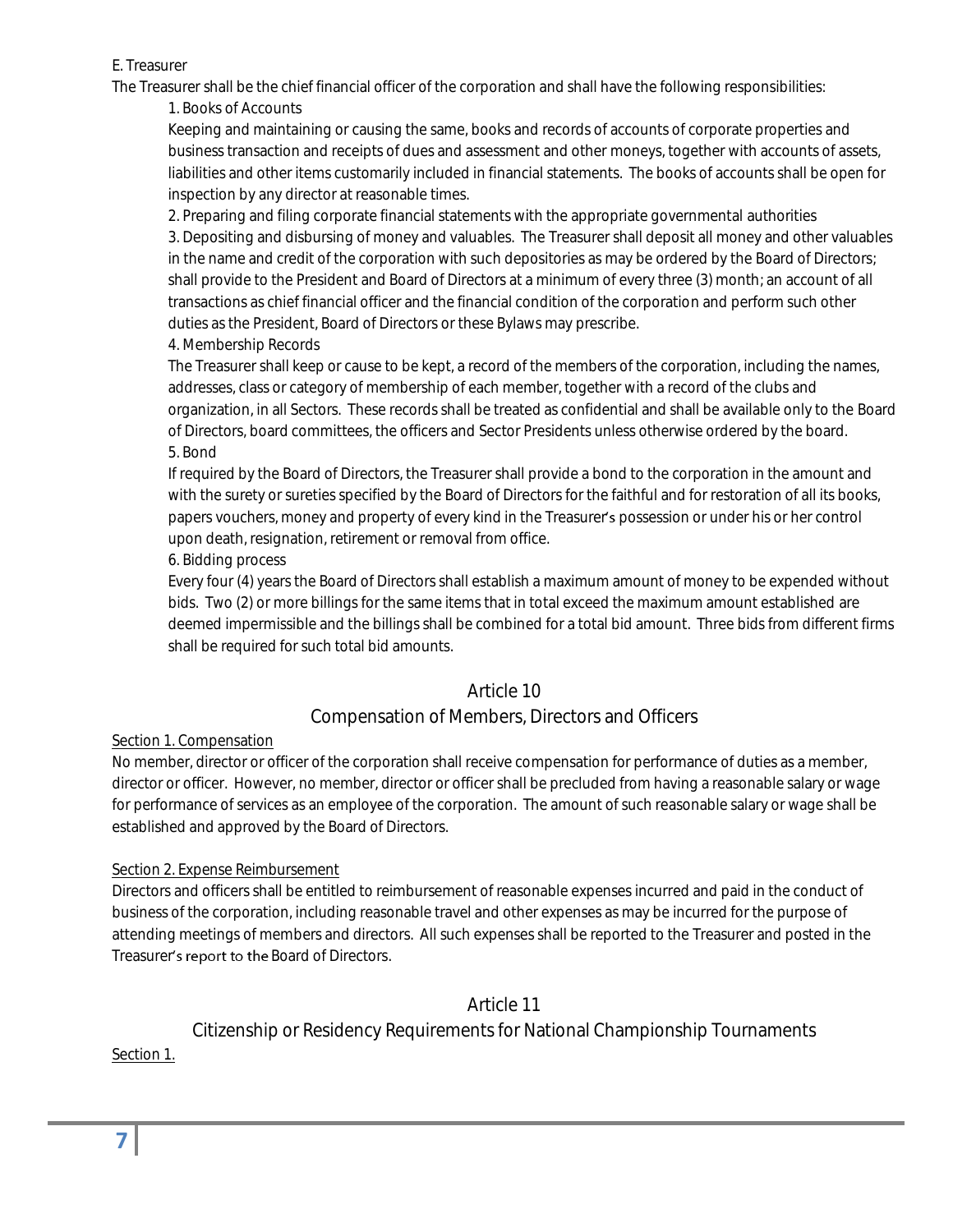E. Treasurer

The Treasurer shall be the chief financial officer of the corporation and shall have the following responsibilities:

1. Books of Accounts

Keeping and maintaining or causing the same, books and records of accounts of corporate properties and business transaction and receipts of dues and assessment and other moneys, together with accounts of assets, liabilities and other items customarily included in financial statements. The books of accounts shall be open for inspection by any director at reasonable times.

2. Preparing and filing corporate financial statements with the appropriate governmental authorities

3. Depositing and disbursing of money and valuables. The Treasurer shall deposit all money and other valuables in the name and credit of the corporation with such depositories as may be ordered by the Board of Directors; shall provide to the President and Board of Directors at a minimum of every three (3) month; an account of all transactions as chief financial officer and the financial condition of the corporation and perform such other duties as the President, Board of Directors or these Bylaws may prescribe.

4. Membership Records

The Treasurer shall keep or cause to be kept, a record of the members of the corporation, including the names, addresses, class or category of membership of each member, together with a record of the clubs and organization, in all Sectors. These records shall be treated as confidential and shall be available only to the Board of Directors, board committees, the officers and Sector Presidents unless otherwise ordered by the board.

5. Bond

If required by the Board of Directors, the Treasurer shall provide a bond to the corporation in the amount and with the surety or sureties specified by the Board of Directors for the faithful and for restoration of all its books, papers vouchers, money and property of every kind in the Treasurer's possession or under his or her control upon death, resignation, retirement or removal from office.

6. Bidding process

Every four (4) years the Board of Directors shall establish a maximum amount of money to be expended without bids. Two (2) or more billings for the same items that in total exceed the maximum amount established are deemed impermissible and the billings shall be combined for a total bid amount. Three bids from different firms shall be required for such total bid amounts.

## Article 10
## Compensation of Members, Directors and Officers

Section 1. Compensation

No member, director or officer of the corporation shall receive compensation for performance of duties as a member, director or officer. However, no member, director or officer shall be precluded from having a reasonable salary or wage for performance of services as an employee of the corporation. The amount of such reasonable salary or wage shall be established and approved by the Board of Directors.

Section 2. Expense Reimbursement

Directors and officers shall be entitled to reimbursement of reasonable expenses incurred and paid in the conduct of business of the corporation, including reasonable travel and other expenses as may be incurred for the purpose of attending meetings of members and directors. All such expenses shall be reported to the Treasurer and posted in the Treasurer's report to the Board of Directors.

## Article 11
## Citizenship or Residency Requirements for National Championship Tournaments

Section 1.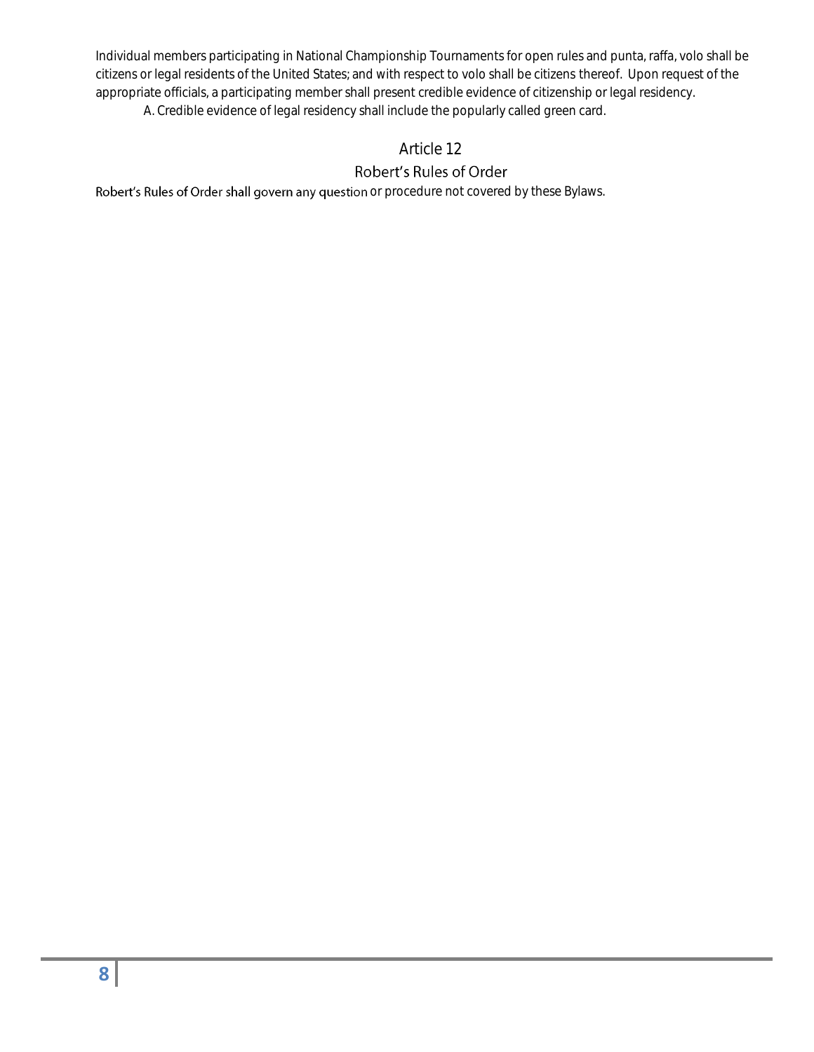Individual members participating in National Championship Tournaments for open rules and punta, raffa, volo shall be citizens or legal residents of the United States; and with respect to volo shall be citizens thereof. Upon request of the appropriate officials, a participating member shall present credible evidence of citizenship or legal residency.

A. Credible evidence of legal residency shall include the popularly called green card.

## Article 12

## Robert's Rules of Order

Robert's Rules of Order shall govern any question or procedure not covered by these Bylaws.